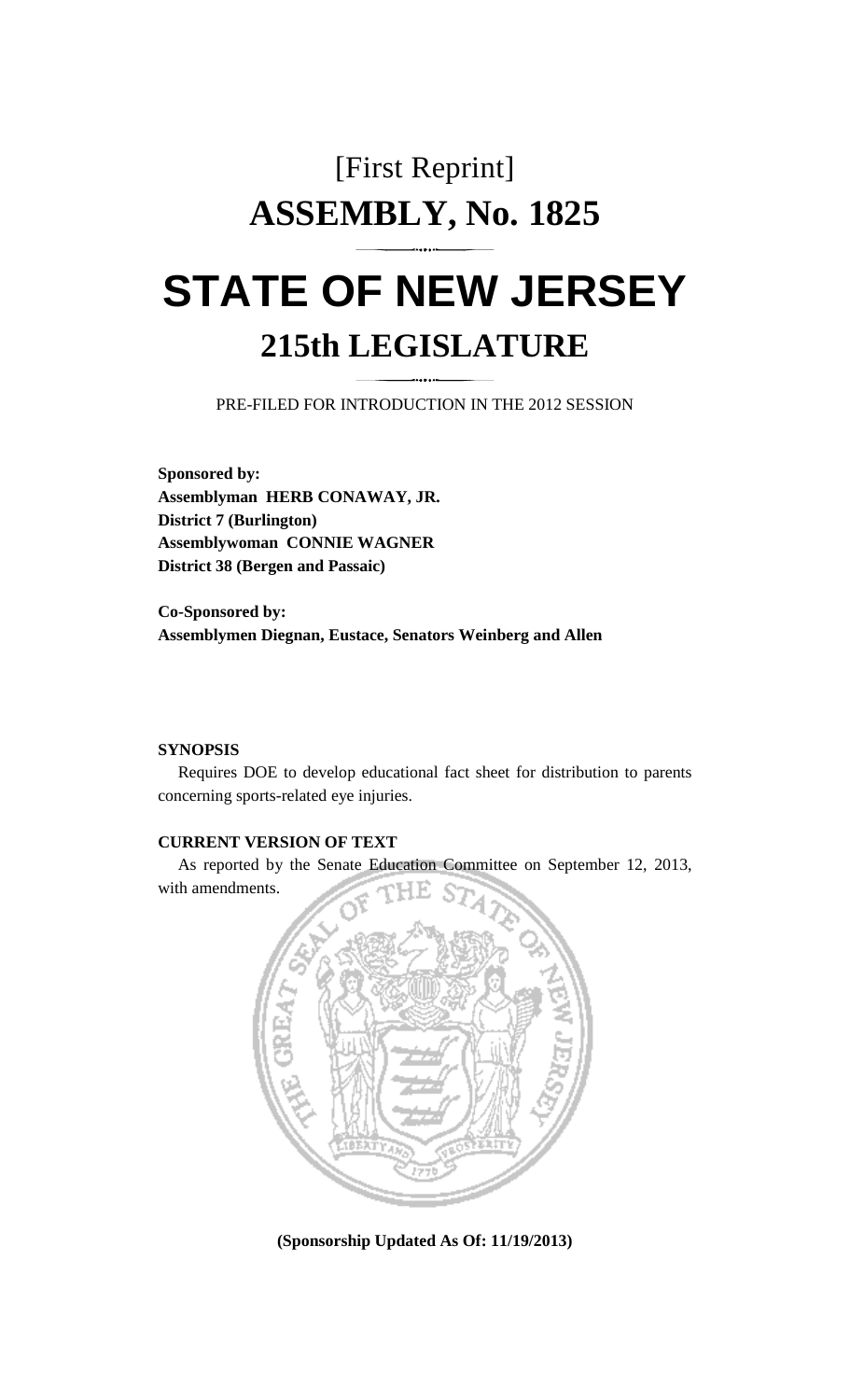# [First Reprint]

# ASSEMBLY, No. 1825

# STATE OF NEW JERSEY

## 215th LEGISLATURE

PRE-FILED FOR INTRODUCTION IN THE 2012 SESSION

**Sponsored by:**
**Assemblyman HERB CONAWAY, JR.**
**District 7 (Burlington)**
**Assemblywoman CONNIE WAGNER**
**District 38 (Bergen and Passaic)**

**Co-Sponsored by:**
**Assemblymen Diegnan, Eustace, Senators Weinberg and Allen**

**SYNOPSIS**

Requires DOE to develop educational fact sheet for distribution to parents concerning sports-related eye injuries.

**CURRENT VERSION OF TEXT**

As reported by the Senate Education Committee on September 12, 2013, with amendments.

**(Sponsorship Updated As Of: 11/19/2013)**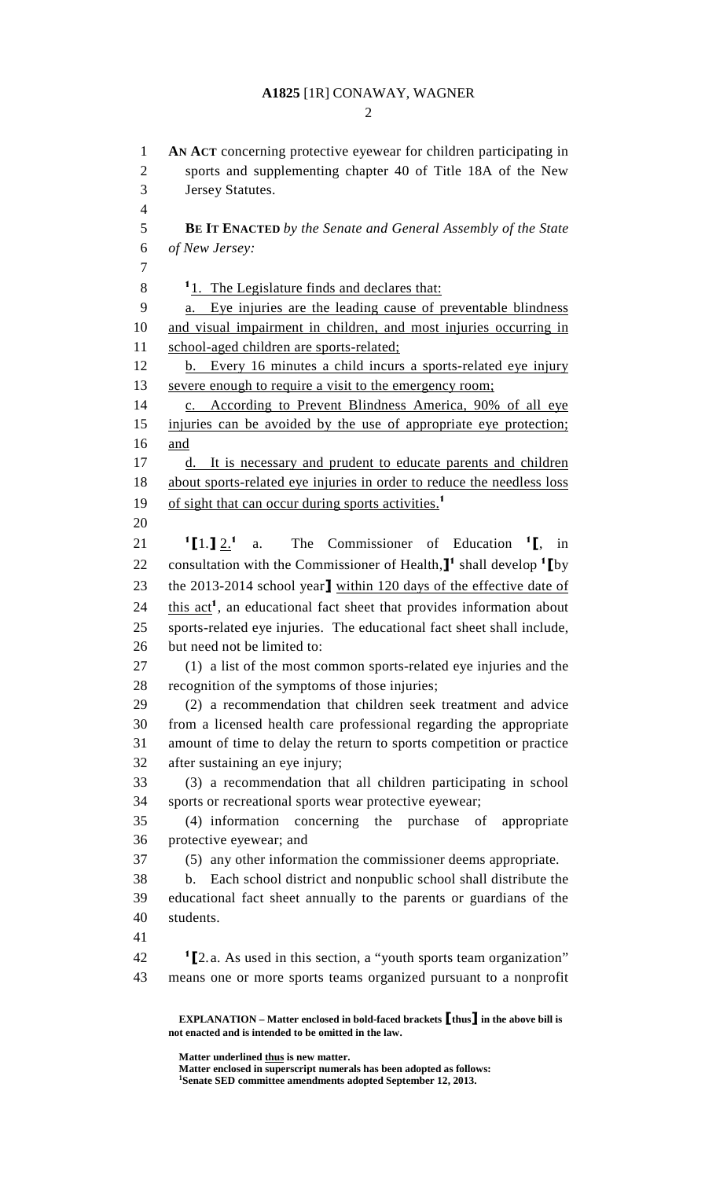**AN ACT** concerning protective eyewear for children participating in sports and supplementing chapter 40 of Title 18A of the New Jersey Statutes.

**BE IT ENACTED** *by the Senate and General Assembly of the State of New Jersey:*

[1]1. The Legislature finds and declares that:

a. Eye injuries are the leading cause of preventable blindness and visual impairment in children, and most injuries occurring in school-aged children are sports-related;

b. Every 16 minutes a child incurs a sports-related eye injury severe enough to require a visit to the emergency room;

c. According to Prevent Blindness America, 90% of all eye injuries can be avoided by the use of appropriate eye protection; and

d. It is necessary and prudent to educate parents and children about sports-related eye injuries in order to reduce the needless loss of sight that can occur during sports activities.[1]

[1]**[**1.**]** 2.[1] a. The Commissioner of Education [1]**[**, in consultation with the Commissioner of Health,**]**[1] shall develop [1]**[**by the 2013-2014 school year**]** within 120 days of the effective date of this act[1], an educational fact sheet that provides information about sports-related eye injuries. The educational fact sheet shall include, but need not be limited to:

(1) a list of the most common sports-related eye injuries and the recognition of the symptoms of those injuries;

(2) a recommendation that children seek treatment and advice from a licensed health care professional regarding the appropriate amount of time to delay the return to sports competition or practice after sustaining an eye injury;

(3) a recommendation that all children participating in school sports or recreational sports wear protective eyewear;

(4) information concerning the purchase of appropriate protective eyewear; and

(5) any other information the commissioner deems appropriate.

b. Each school district and nonpublic school shall distribute the educational fact sheet annually to the parents or guardians of the students.

[1]**[**2.a. As used in this section, a "youth sports team organization" means one or more sports teams organized pursuant to a nonprofit

**EXPLANATION – Matter enclosed in bold-faced brackets [thus] in the above bill is not enacted and is intended to be omitted in the law.**

**Matter underlined thus is new matter.**
**Matter enclosed in superscript numerals has been adopted as follows:**
**[1]Senate SED committee amendments adopted September 12, 2013.**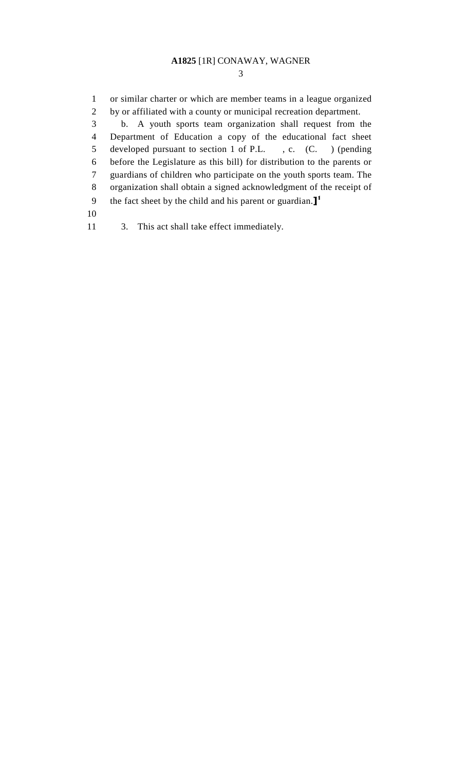or similar charter or which are member teams in a league organized by or affiliated with a county or municipal recreation department.

b. A youth sports team organization shall request from the Department of Education a copy of the educational fact sheet developed pursuant to section 1 of P.L. , c. (C. ) (pending before the Legislature as this bill) for distribution to the parents or guardians of children who participate on the youth sports team. The organization shall obtain a signed acknowledgment of the receipt of the fact sheet by the child and his parent or guardian.]¹

3. This act shall take effect immediately.